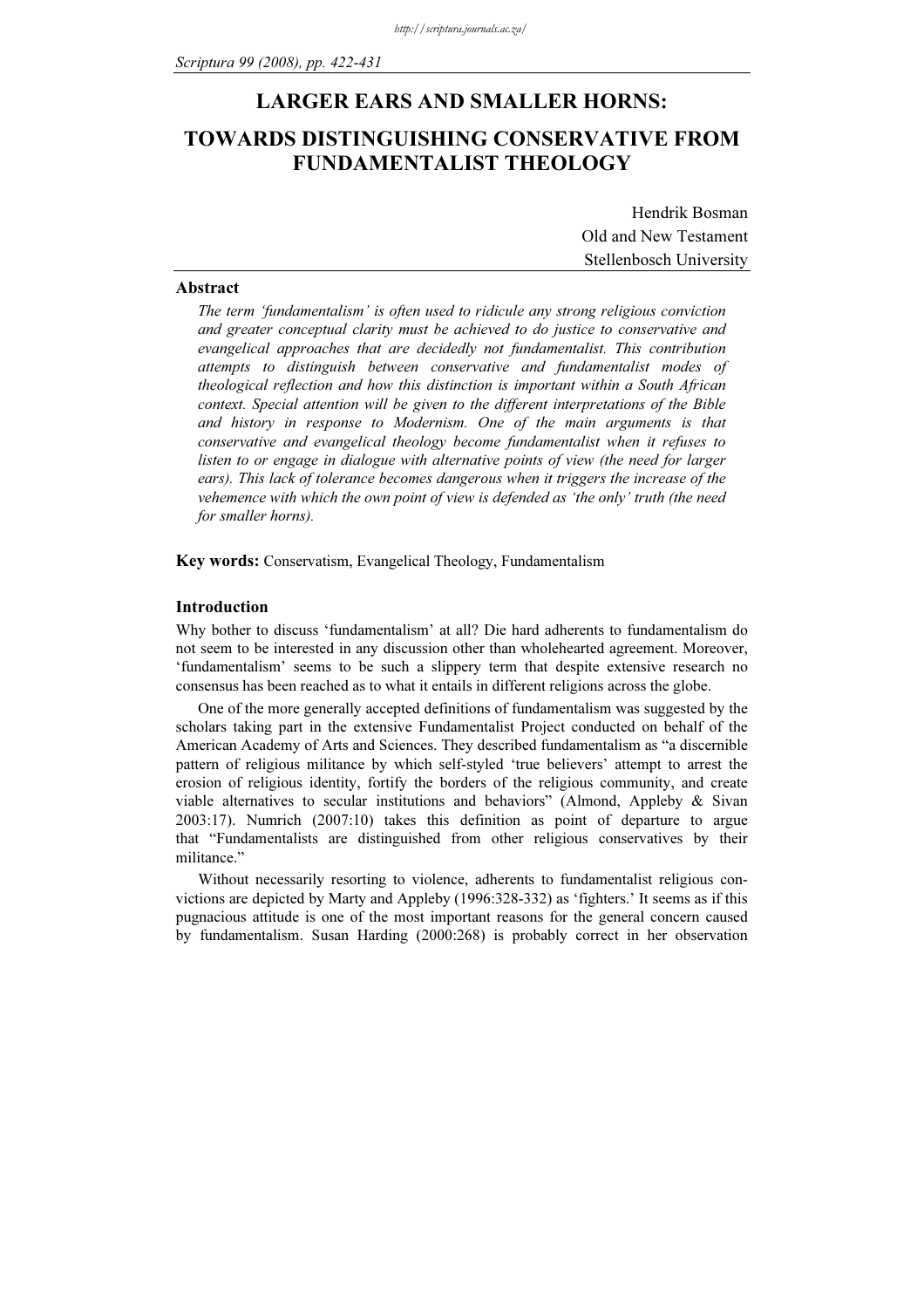# LARGER EARS AND SMALLER HORNS:

# TOWARDS DISTINGUISHING CONSERVATIVE FROM FUNDAMENTALIST THEOLOGY

Hendrik Bosman
Old and New Testament
Stellenbosch University

### Abstract

*The term 'fundamentalism' is often used to ridicule any strong religious conviction and greater conceptual clarity must be achieved to do justice to conservative and evangelical approaches that are decidedly not fundamentalist. This contribution attempts to distinguish between conservative and fundamentalist modes of theological reflection and how this distinction is important within a South African context. Special attention will be given to the different interpretations of the Bible and history in response to Modernism. One of the main arguments is that conservative and evangelical theology become fundamentalist when it refuses to listen to or engage in dialogue with alternative points of view (the need for larger ears). This lack of tolerance becomes dangerous when it triggers the increase of the vehemence with which the own point of view is defended as 'the only' truth (the need for smaller horns).*

**Key words:** Conservatism, Evangelical Theology, Fundamentalism

### Introduction

Why bother to discuss 'fundamentalism' at all? Die hard adherents to fundamentalism do not seem to be interested in any discussion other than wholehearted agreement. Moreover, 'fundamentalism' seems to be such a slippery term that despite extensive research no consensus has been reached as to what it entails in different religions across the globe.

One of the more generally accepted definitions of fundamentalism was suggested by the scholars taking part in the extensive Fundamentalist Project conducted on behalf of the American Academy of Arts and Sciences. They described fundamentalism as "a discernible pattern of religious militance by which self-styled 'true believers' attempt to arrest the erosion of religious identity, fortify the borders of the religious community, and create viable alternatives to secular institutions and behaviors" (Almond, Appleby & Sivan 2003:17). Numrich (2007:10) takes this definition as point of departure to argue that "Fundamentalists are distinguished from other religious conservatives by their militance."

Without necessarily resorting to violence, adherents to fundamentalist religious convictions are depicted by Marty and Appleby (1996:328-332) as 'fighters.' It seems as if this pugnacious attitude is one of the most important reasons for the general concern caused by fundamentalism. Susan Harding (2000:268) is probably correct in her observation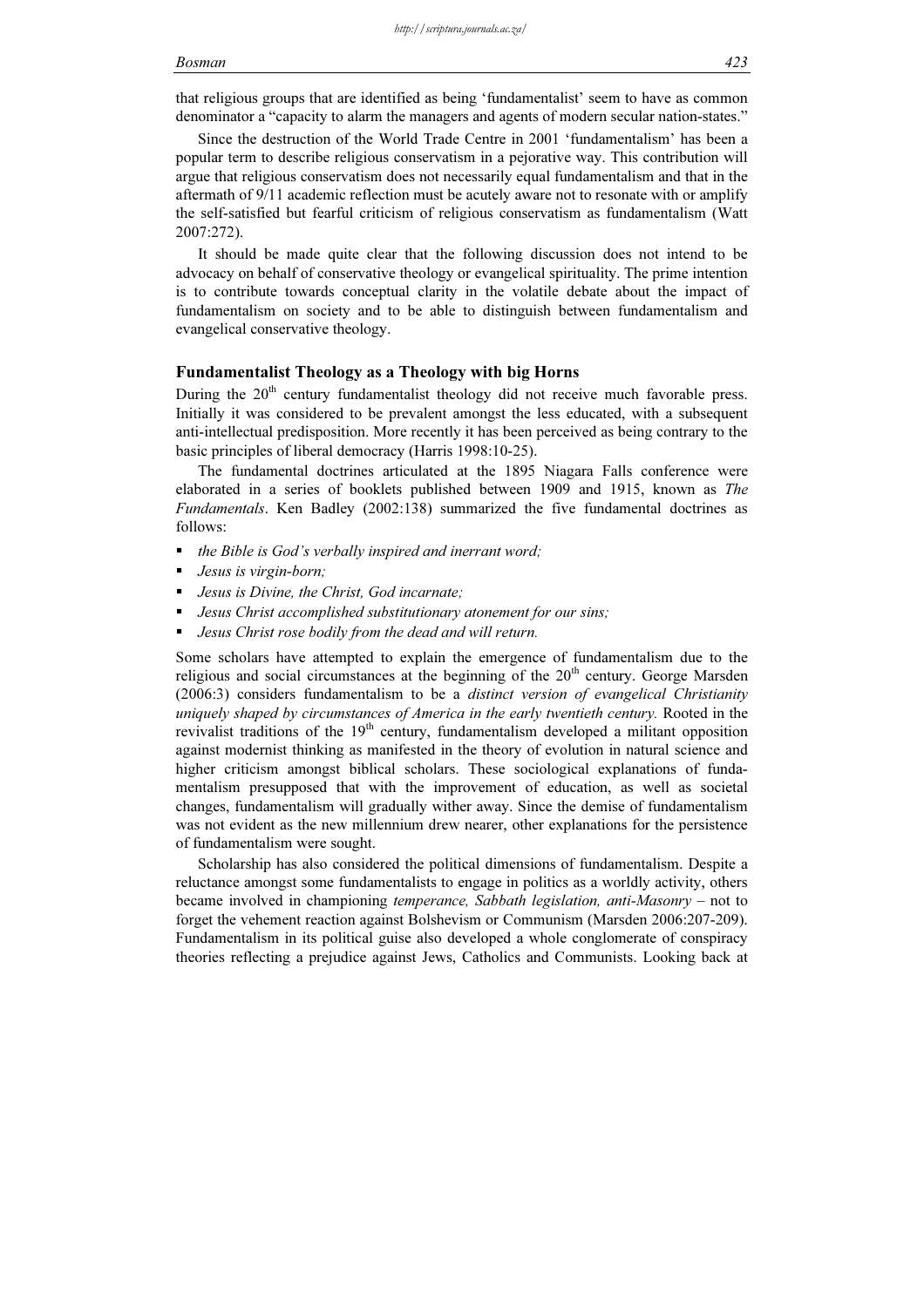that religious groups that are identified as being 'fundamentalist' seem to have as common denominator a "capacity to alarm the managers and agents of modern secular nation-states."

Since the destruction of the World Trade Centre in 2001 'fundamentalism' has been a popular term to describe religious conservatism in a pejorative way. This contribution will argue that religious conservatism does not necessarily equal fundamentalism and that in the aftermath of 9/11 academic reflection must be acutely aware not to resonate with or amplify the self-satisfied but fearful criticism of religious conservatism as fundamentalism (Watt 2007:272).

It should be made quite clear that the following discussion does not intend to be advocacy on behalf of conservative theology or evangelical spirituality. The prime intention is to contribute towards conceptual clarity in the volatile debate about the impact of fundamentalism on society and to be able to distinguish between fundamentalism and evangelical conservative theology.

## Fundamentalist Theology as a Theology with big Horns

During the 20th century fundamentalist theology did not receive much favorable press. Initially it was considered to be prevalent amongst the less educated, with a subsequent anti-intellectual predisposition. More recently it has been perceived as being contrary to the basic principles of liberal democracy (Harris 1998:10-25).

The fundamental doctrines articulated at the 1895 Niagara Falls conference were elaborated in a series of booklets published between 1909 and 1915, known as *The Fundamentals*. Ken Badley (2002:138) summarized the five fundamental doctrines as follows:

- *the Bible is God's verbally inspired and inerrant word;*
- *Jesus is virgin-born;*
- *Jesus is Divine, the Christ, God incarnate;*
- *Jesus Christ accomplished substitutionary atonement for our sins;*
- *Jesus Christ rose bodily from the dead and will return.*

Some scholars have attempted to explain the emergence of fundamentalism due to the religious and social circumstances at the beginning of the 20th century. George Marsden (2006:3) considers fundamentalism to be a *distinct version of evangelical Christianity uniquely shaped by circumstances of America in the early twentieth century.* Rooted in the revivalist traditions of the 19th century, fundamentalism developed a militant opposition against modernist thinking as manifested in the theory of evolution in natural science and higher criticism amongst biblical scholars. These sociological explanations of fundamentalism presupposed that with the improvement of education, as well as societal changes, fundamentalism will gradually wither away. Since the demise of fundamentalism was not evident as the new millennium drew nearer, other explanations for the persistence of fundamentalism were sought.

Scholarship has also considered the political dimensions of fundamentalism. Despite a reluctance amongst some fundamentalists to engage in politics as a worldly activity, others became involved in championing *temperance, Sabbath legislation, anti-Masonry* – not to forget the vehement reaction against Bolshevism or Communism (Marsden 2006:207-209). Fundamentalism in its political guise also developed a whole conglomerate of conspiracy theories reflecting a prejudice against Jews, Catholics and Communists. Looking back at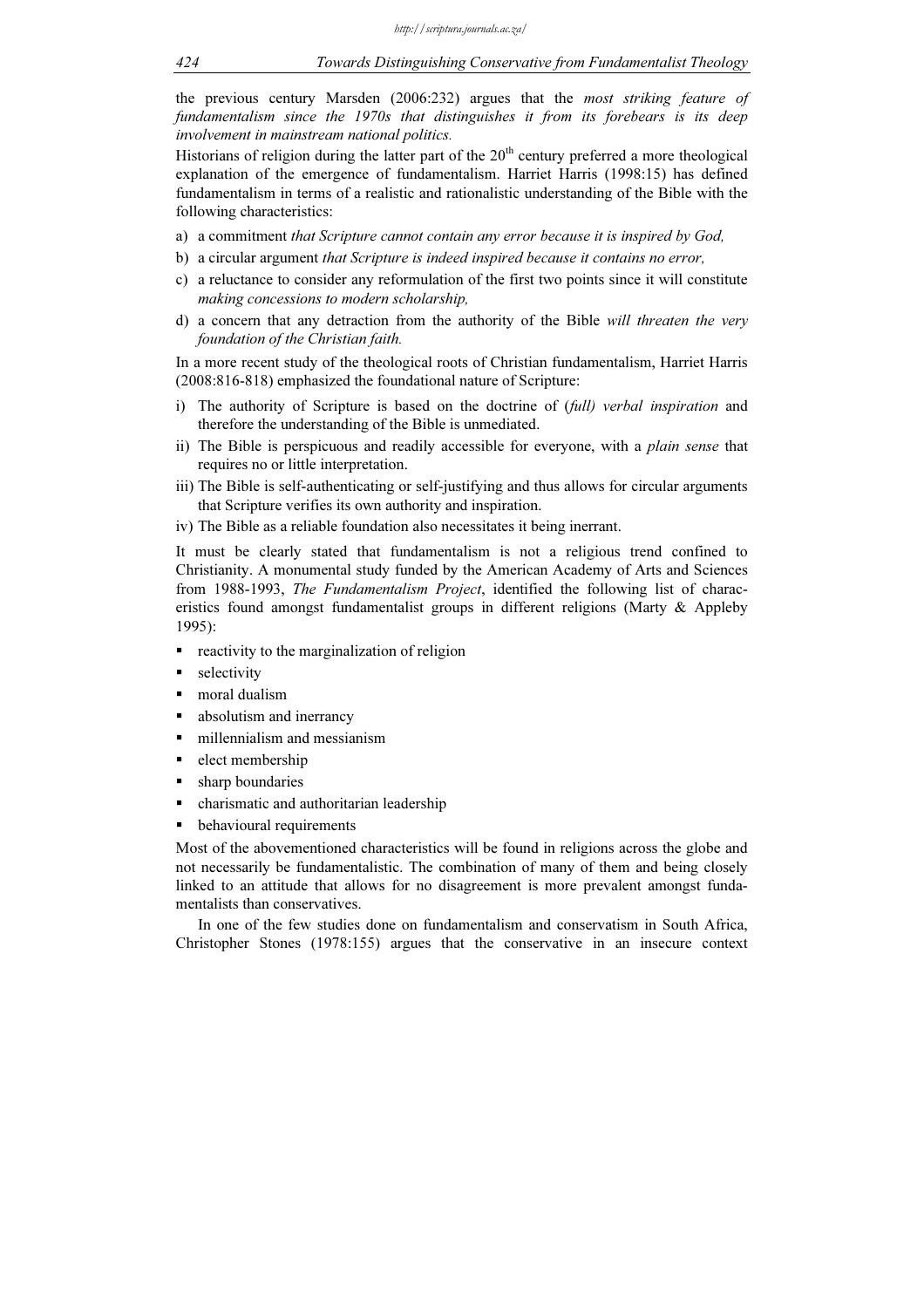the previous century Marsden (2006:232) argues that the *most striking feature of fundamentalism since the 1970s that distinguishes it from its forebears is its deep involvement in mainstream national politics.*

Historians of religion during the latter part of the 20th century preferred a more theological explanation of the emergence of fundamentalism. Harriet Harris (1998:15) has defined fundamentalism in terms of a realistic and rationalistic understanding of the Bible with the following characteristics:

a) a commitment *that Scripture cannot contain any error because it is inspired by God,*
b) a circular argument *that Scripture is indeed inspired because it contains no error,*
c) a reluctance to consider any reformulation of the first two points since it will constitute *making concessions to modern scholarship,*
d) a concern that any detraction from the authority of the Bible *will threaten the very foundation of the Christian faith.*

In a more recent study of the theological roots of Christian fundamentalism, Harriet Harris (2008:816-818) emphasized the foundational nature of Scripture:

i) The authority of Scripture is based on the doctrine of (*full) verbal inspiration* and therefore the understanding of the Bible is unmediated.
ii) The Bible is perspicuous and readily accessible for everyone, with a *plain sense* that requires no or little interpretation.
iii) The Bible is self-authenticating or self-justifying and thus allows for circular arguments that Scripture verifies its own authority and inspiration.
iv) The Bible as a reliable foundation also necessitates it being inerrant.

It must be clearly stated that fundamentalism is not a religious trend confined to Christianity. A monumental study funded by the American Academy of Arts and Sciences from 1988-1993, *The Fundamentalism Project*, identified the following list of characteristics found amongst fundamentalist groups in different religions (Marty & Appleby 1995):

- reactivity to the marginalization of religion
- selectivity
- moral dualism
- absolutism and inerrancy
- millennialism and messianism
- elect membership
- sharp boundaries
- charismatic and authoritarian leadership
- behavioural requirements

Most of the abovementioned characteristics will be found in religions across the globe and not necessarily be fundamentalistic. The combination of many of them and being closely linked to an attitude that allows for no disagreement is more prevalent amongst fundamentalists than conservatives.

In one of the few studies done on fundamentalism and conservatism in South Africa, Christopher Stones (1978:155) argues that the conservative in an insecure context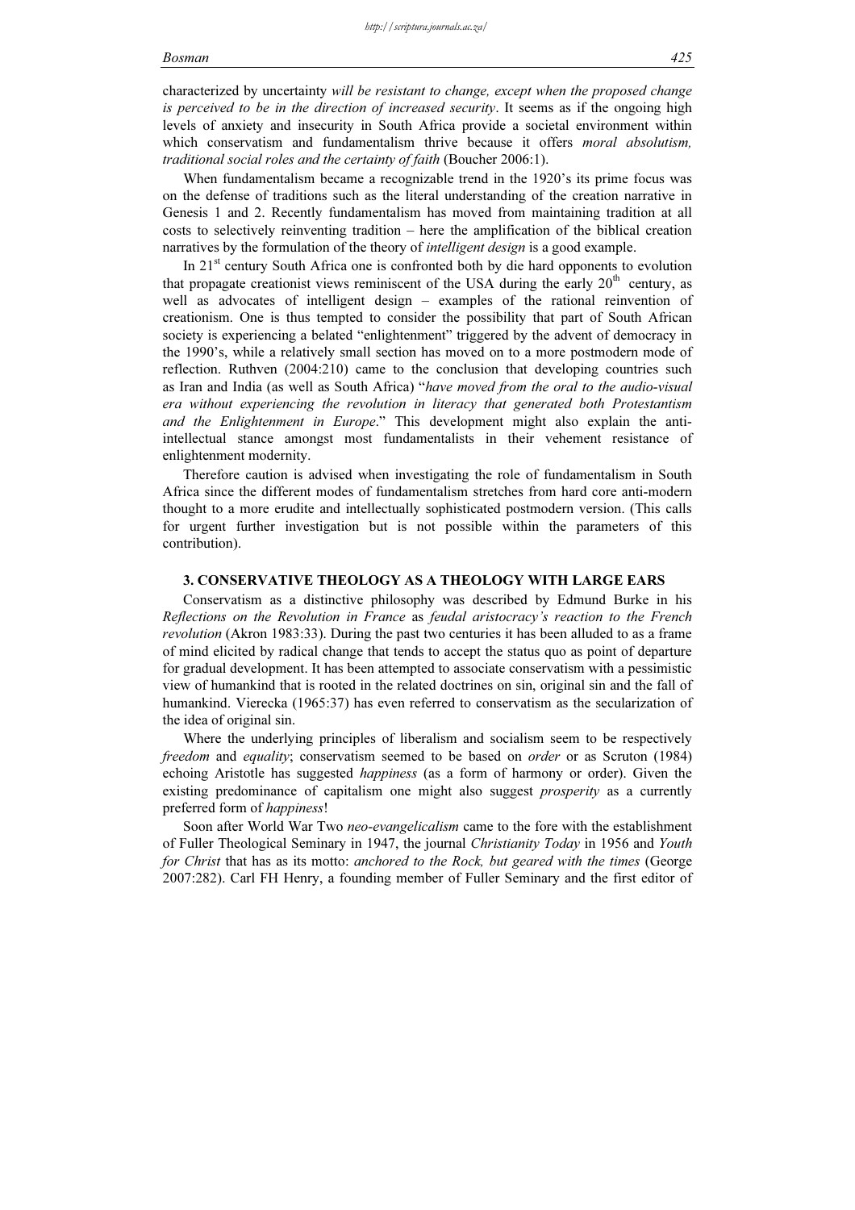characterized by uncertainty *will be resistant to change, except when the proposed change is perceived to be in the direction of increased security*. It seems as if the ongoing high levels of anxiety and insecurity in South Africa provide a societal environment within which conservatism and fundamentalism thrive because it offers *moral absolutism, traditional social roles and the certainty of faith* (Boucher 2006:1).

When fundamentalism became a recognizable trend in the 1920's its prime focus was on the defense of traditions such as the literal understanding of the creation narrative in Genesis 1 and 2. Recently fundamentalism has moved from maintaining tradition at all costs to selectively reinventing tradition – here the amplification of the biblical creation narratives by the formulation of the theory of *intelligent design* is a good example.

In 21st century South Africa one is confronted both by die hard opponents to evolution that propagate creationist views reminiscent of the USA during the early 20th century, as well as advocates of intelligent design – examples of the rational reinvention of creationism. One is thus tempted to consider the possibility that part of South African society is experiencing a belated "enlightenment" triggered by the advent of democracy in the 1990's, while a relatively small section has moved on to a more postmodern mode of reflection. Ruthven (2004:210) came to the conclusion that developing countries such as Iran and India (as well as South Africa) "*have moved from the oral to the audio-visual era without experiencing the revolution in literacy that generated both Protestantism and the Enlightenment in Europe*." This development might also explain the anti-intellectual stance amongst most fundamentalists in their vehement resistance of enlightenment modernity.

Therefore caution is advised when investigating the role of fundamentalism in South Africa since the different modes of fundamentalism stretches from hard core anti-modern thought to a more erudite and intellectually sophisticated postmodern version. (This calls for urgent further investigation but is not possible within the parameters of this contribution).

## 3. CONSERVATIVE THEOLOGY AS A THEOLOGY WITH LARGE EARS

Conservatism as a distinctive philosophy was described by Edmund Burke in his *Reflections on the Revolution in France* as *feudal aristocracy's reaction to the French revolution* (Akron 1983:33). During the past two centuries it has been alluded to as a frame of mind elicited by radical change that tends to accept the status quo as point of departure for gradual development. It has been attempted to associate conservatism with a pessimistic view of humankind that is rooted in the related doctrines on sin, original sin and the fall of humankind. Vierecka (1965:37) has even referred to conservatism as the secularization of the idea of original sin.

Where the underlying principles of liberalism and socialism seem to be respectively *freedom* and *equality*; conservatism seemed to be based on *order* or as Scruton (1984) echoing Aristotle has suggested *happiness* (as a form of harmony or order). Given the existing predominance of capitalism one might also suggest *prosperity* as a currently preferred form of *happiness*!

Soon after World War Two *neo-evangelicalism* came to the fore with the establishment of Fuller Theological Seminary in 1947, the journal *Christianity Today* in 1956 and *Youth for Christ* that has as its motto: *anchored to the Rock, but geared with the times* (George 2007:282). Carl FH Henry, a founding member of Fuller Seminary and the first editor of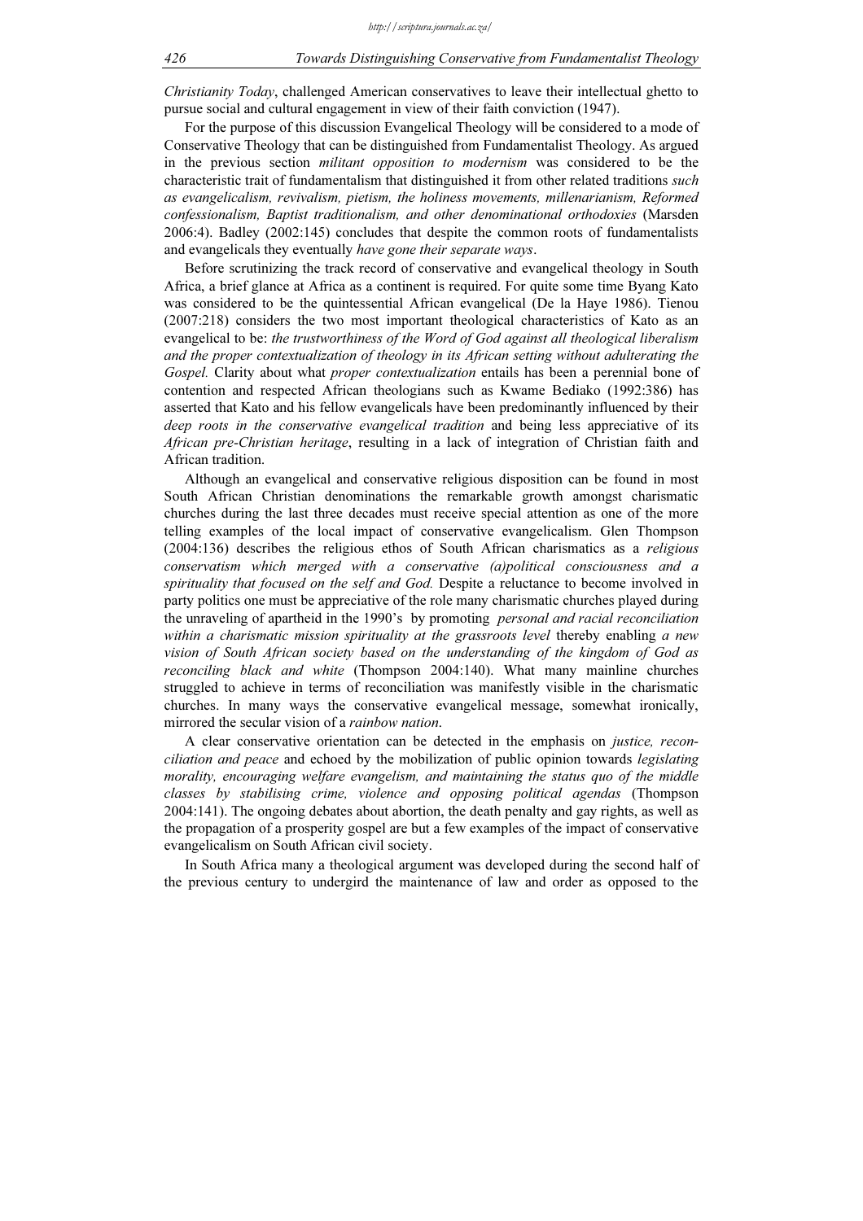*Christianity Today*, challenged American conservatives to leave their intellectual ghetto to pursue social and cultural engagement in view of their faith conviction (1947).

For the purpose of this discussion Evangelical Theology will be considered to a mode of Conservative Theology that can be distinguished from Fundamentalist Theology. As argued in the previous section *militant opposition to modernism* was considered to be the characteristic trait of fundamentalism that distinguished it from other related traditions *such as evangelicalism, revivalism, pietism, the holiness movements, millenarianism, Reformed confessionalism, Baptist traditionalism, and other denominational orthodoxies* (Marsden 2006:4). Badley (2002:145) concludes that despite the common roots of fundamentalists and evangelicals they eventually *have gone their separate ways*.

Before scrutinizing the track record of conservative and evangelical theology in South Africa, a brief glance at Africa as a continent is required. For quite some time Byang Kato was considered to be the quintessential African evangelical (De la Haye 1986). Tienou (2007:218) considers the two most important theological characteristics of Kato as an evangelical to be: *the trustworthiness of the Word of God against all theological liberalism and the proper contextualization of theology in its African setting without adulterating the Gospel.* Clarity about what *proper contextualization* entails has been a perennial bone of contention and respected African theologians such as Kwame Bediako (1992:386) has asserted that Kato and his fellow evangelicals have been predominantly influenced by their *deep roots in the conservative evangelical tradition* and being less appreciative of its *African pre-Christian heritage*, resulting in a lack of integration of Christian faith and African tradition.

Although an evangelical and conservative religious disposition can be found in most South African Christian denominations the remarkable growth amongst charismatic churches during the last three decades must receive special attention as one of the more telling examples of the local impact of conservative evangelicalism. Glen Thompson (2004:136) describes the religious ethos of South African charismatics as a *religious conservatism which merged with a conservative (a)political consciousness and a spirituality that focused on the self and God.* Despite a reluctance to become involved in party politics one must be appreciative of the role many charismatic churches played during the unraveling of apartheid in the 1990's by promoting *personal and racial reconciliation within a charismatic mission spirituality at the grassroots level* thereby enabling *a new vision of South African society based on the understanding of the kingdom of God as reconciling black and white* (Thompson 2004:140). What many mainline churches struggled to achieve in terms of reconciliation was manifestly visible in the charismatic churches. In many ways the conservative evangelical message, somewhat ironically, mirrored the secular vision of a *rainbow nation*.

A clear conservative orientation can be detected in the emphasis on *justice, reconciliation and peace* and echoed by the mobilization of public opinion towards *legislating morality, encouraging welfare evangelism, and maintaining the status quo of the middle classes by stabilising crime, violence and opposing political agendas* (Thompson 2004:141). The ongoing debates about abortion, the death penalty and gay rights, as well as the propagation of a prosperity gospel are but a few examples of the impact of conservative evangelicalism on South African civil society.

In South Africa many a theological argument was developed during the second half of the previous century to undergird the maintenance of law and order as opposed to the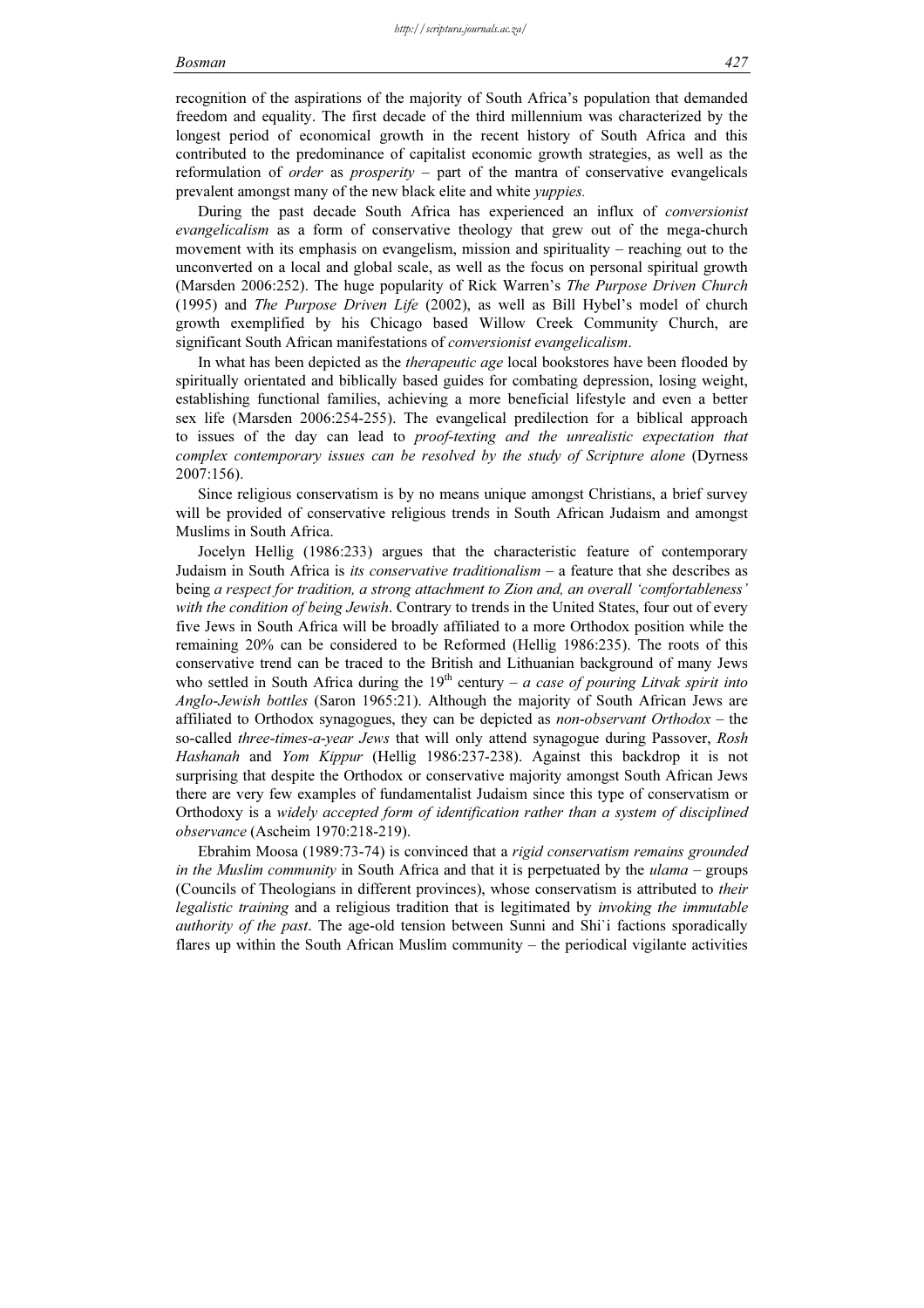recognition of the aspirations of the majority of South Africa's population that demanded freedom and equality. The first decade of the third millennium was characterized by the longest period of economical growth in the recent history of South Africa and this contributed to the predominance of capitalist economic growth strategies, as well as the reformulation of *order* as *prosperity* – part of the mantra of conservative evangelicals prevalent amongst many of the new black elite and white *yuppies.*

During the past decade South Africa has experienced an influx of *conversionist evangelicalism* as a form of conservative theology that grew out of the mega-church movement with its emphasis on evangelism, mission and spirituality – reaching out to the unconverted on a local and global scale, as well as the focus on personal spiritual growth (Marsden 2006:252). The huge popularity of Rick Warren's *The Purpose Driven Church* (1995) and *The Purpose Driven Life* (2002), as well as Bill Hybel's model of church growth exemplified by his Chicago based Willow Creek Community Church, are significant South African manifestations of *conversionist evangelicalism*.

In what has been depicted as the *therapeutic age* local bookstores have been flooded by spiritually orientated and biblically based guides for combating depression, losing weight, establishing functional families, achieving a more beneficial lifestyle and even a better sex life (Marsden 2006:254-255). The evangelical predilection for a biblical approach to issues of the day can lead to *proof-texting and the unrealistic expectation that complex contemporary issues can be resolved by the study of Scripture alone* (Dyrness 2007:156).

Since religious conservatism is by no means unique amongst Christians, a brief survey will be provided of conservative religious trends in South African Judaism and amongst Muslims in South Africa.

Jocelyn Hellig (1986:233) argues that the characteristic feature of contemporary Judaism in South Africa is *its conservative traditionalism* – a feature that she describes as being *a respect for tradition, a strong attachment to Zion and, an overall 'comfortableness' with the condition of being Jewish*. Contrary to trends in the United States, four out of every five Jews in South Africa will be broadly affiliated to a more Orthodox position while the remaining 20% can be considered to be Reformed (Hellig 1986:235). The roots of this conservative trend can be traced to the British and Lithuanian background of many Jews who settled in South Africa during the 19th century – *a case of pouring Litvak spirit into Anglo-Jewish bottles* (Saron 1965:21). Although the majority of South African Jews are affiliated to Orthodox synagogues, they can be depicted as *non-observant Orthodox* – the so-called *three-times-a-year Jews* that will only attend synagogue during Passover, *Rosh Hashanah* and *Yom Kippur* (Hellig 1986:237-238). Against this backdrop it is not surprising that despite the Orthodox or conservative majority amongst South African Jews there are very few examples of fundamentalist Judaism since this type of conservatism or Orthodoxy is a *widely accepted form of identification rather than a system of disciplined observance* (Ascheim 1970:218-219).

Ebrahim Moosa (1989:73-74) is convinced that a *rigid conservatism remains grounded in the Muslim community* in South Africa and that it is perpetuated by the *ulama* – groups (Councils of Theologians in different provinces), whose conservatism is attributed to *their legalistic training* and a religious tradition that is legitimated by *invoking the immutable authority of the past*. The age-old tension between Sunni and Shi`i factions sporadically flares up within the South African Muslim community – the periodical vigilante activities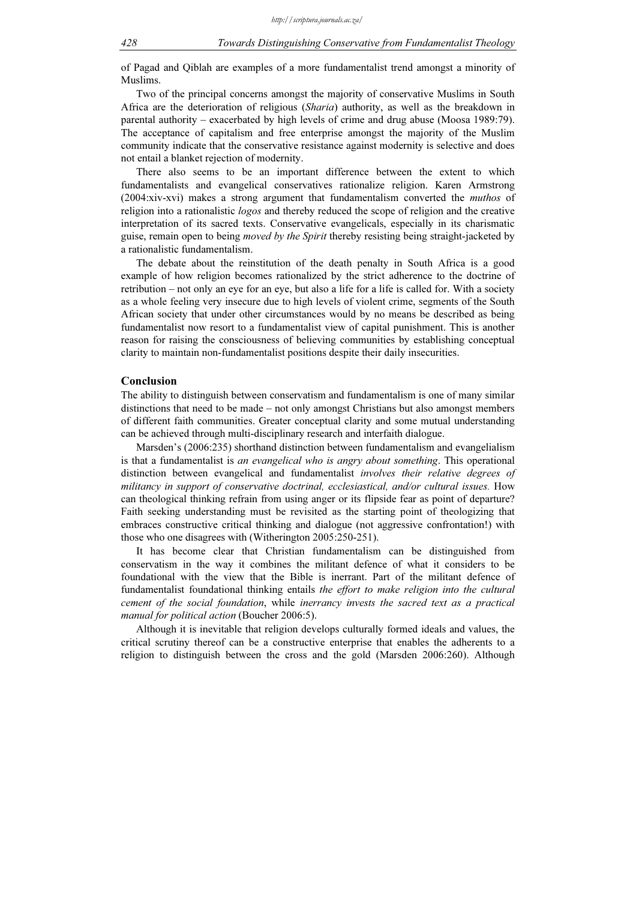of Pagad and Qiblah are examples of a more fundamentalist trend amongst a minority of Muslims.

Two of the principal concerns amongst the majority of conservative Muslims in South Africa are the deterioration of religious (*Sharia*) authority, as well as the breakdown in parental authority – exacerbated by high levels of crime and drug abuse (Moosa 1989:79). The acceptance of capitalism and free enterprise amongst the majority of the Muslim community indicate that the conservative resistance against modernity is selective and does not entail a blanket rejection of modernity.

There also seems to be an important difference between the extent to which fundamentalists and evangelical conservatives rationalize religion. Karen Armstrong (2004:xiv-xvi) makes a strong argument that fundamentalism converted the *muthos* of religion into a rationalistic *logos* and thereby reduced the scope of religion and the creative interpretation of its sacred texts. Conservative evangelicals, especially in its charismatic guise, remain open to being *moved by the Spirit* thereby resisting being straight-jacketed by a rationalistic fundamentalism.

The debate about the reinstitution of the death penalty in South Africa is a good example of how religion becomes rationalized by the strict adherence to the doctrine of retribution – not only an eye for an eye, but also a life for a life is called for. With a society as a whole feeling very insecure due to high levels of violent crime, segments of the South African society that under other circumstances would by no means be described as being fundamentalist now resort to a fundamentalist view of capital punishment. This is another reason for raising the consciousness of believing communities by establishing conceptual clarity to maintain non-fundamentalist positions despite their daily insecurities.

## Conclusion

The ability to distinguish between conservatism and fundamentalism is one of many similar distinctions that need to be made – not only amongst Christians but also amongst members of different faith communities. Greater conceptual clarity and some mutual understanding can be achieved through multi-disciplinary research and interfaith dialogue.

Marsden's (2006:235) shorthand distinction between fundamentalism and evangelialism is that a fundamentalist is *an evangelical who is angry about something*. This operational distinction between evangelical and fundamentalist *involves their relative degrees of militancy in support of conservative doctrinal, ecclesiastical, and/or cultural issues.* How can theological thinking refrain from using anger or its flipside fear as point of departure? Faith seeking understanding must be revisited as the starting point of theologizing that embraces constructive critical thinking and dialogue (not aggressive confrontation!) with those who one disagrees with (Witherington 2005:250-251).

It has become clear that Christian fundamentalism can be distinguished from conservatism in the way it combines the militant defence of what it considers to be foundational with the view that the Bible is inerrant. Part of the militant defence of fundamentalist foundational thinking entails *the effort to make religion into the cultural cement of the social foundation*, while *inerrancy invests the sacred text as a practical manual for political action* (Boucher 2006:5).

Although it is inevitable that religion develops culturally formed ideals and values, the critical scrutiny thereof can be a constructive enterprise that enables the adherents to a religion to distinguish between the cross and the gold (Marsden 2006:260). Although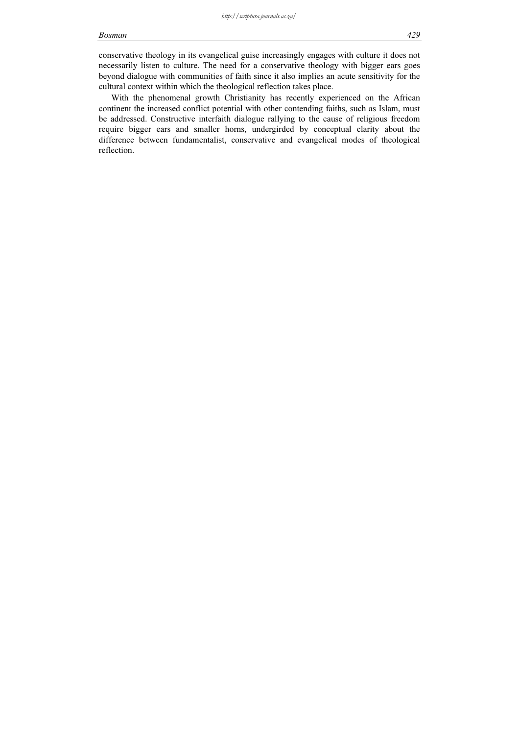conservative theology in its evangelical guise increasingly engages with culture it does not necessarily listen to culture. The need for a conservative theology with bigger ears goes beyond dialogue with communities of faith since it also implies an acute sensitivity for the cultural context within which the theological reflection takes place.

With the phenomenal growth Christianity has recently experienced on the African continent the increased conflict potential with other contending faiths, such as Islam, must be addressed. Constructive interfaith dialogue rallying to the cause of religious freedom require bigger ears and smaller horns, undergirded by conceptual clarity about the difference between fundamentalist, conservative and evangelical modes of theological reflection.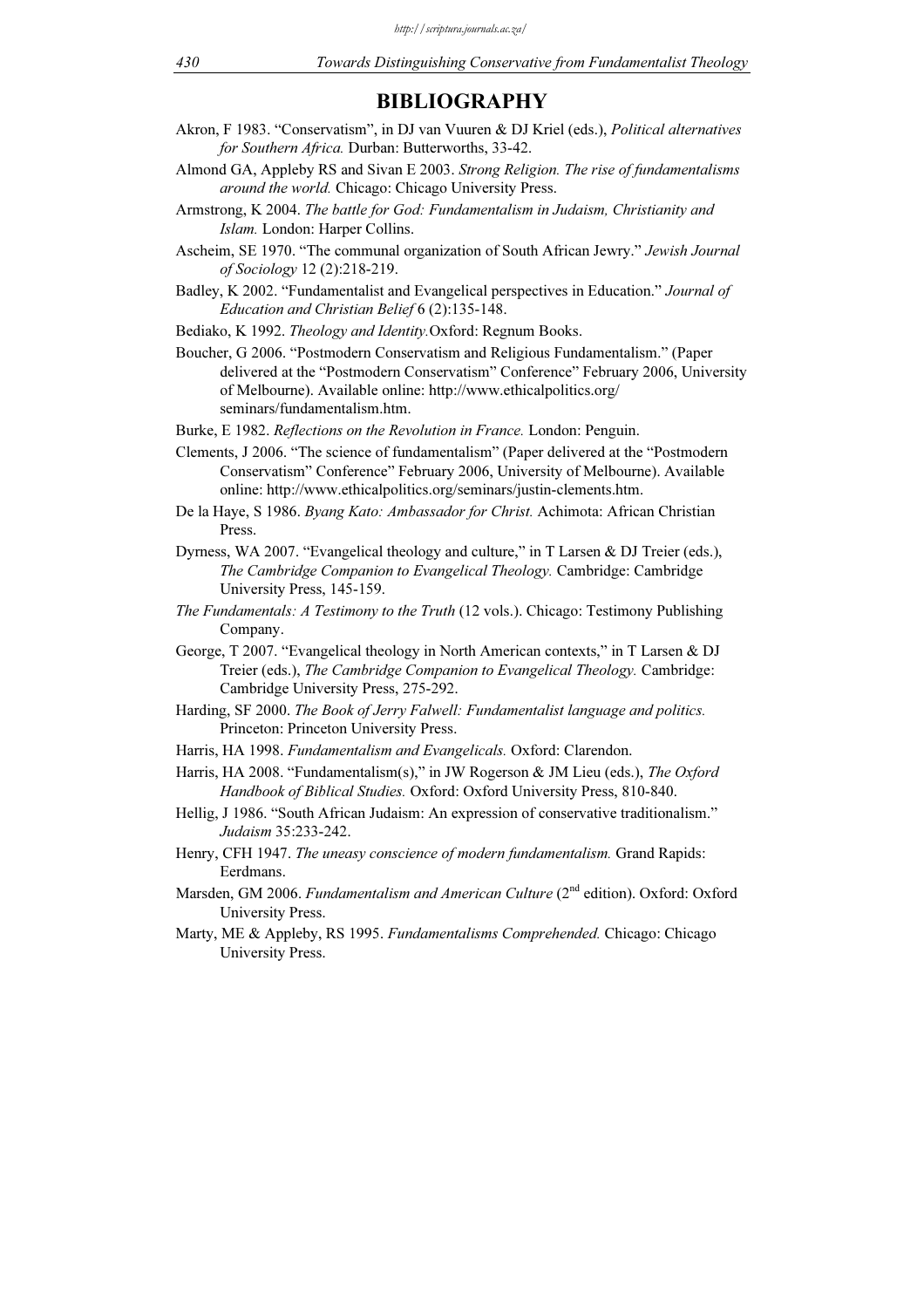# BIBLIOGRAPHY

Akron, F 1983. "Conservatism", in DJ van Vuuren & DJ Kriel (eds.), *Political alternatives for Southern Africa.* Durban: Butterworths, 33-42.

Almond GA, Appleby RS and Sivan E 2003. *Strong Religion. The rise of fundamentalisms around the world.* Chicago: Chicago University Press.

Armstrong, K 2004. *The battle for God: Fundamentalism in Judaism, Christianity and Islam.* London: Harper Collins.

Ascheim, SE 1970. "The communal organization of South African Jewry." *Jewish Journal of Sociology* 12 (2):218-219.

Badley, K 2002. "Fundamentalist and Evangelical perspectives in Education." *Journal of Education and Christian Belief* 6 (2):135-148.

Bediako, K 1992. *Theology and Identity.*Oxford: Regnum Books.

Boucher, G 2006. "Postmodern Conservatism and Religious Fundamentalism." (Paper delivered at the "Postmodern Conservatism" Conference" February 2006, University of Melbourne). Available online: http://www.ethicalpolitics.org/ seminars/fundamentalism.htm.

Burke, E 1982. *Reflections on the Revolution in France.* London: Penguin.

Clements, J 2006. "The science of fundamentalism" (Paper delivered at the "Postmodern Conservatism" Conference" February 2006, University of Melbourne). Available online: http://www.ethicalpolitics.org/seminars/justin-clements.htm.

De la Haye, S 1986. *Byang Kato: Ambassador for Christ.* Achimota: African Christian Press.

Dyrness, WA 2007. "Evangelical theology and culture," in T Larsen & DJ Treier (eds.), *The Cambridge Companion to Evangelical Theology.* Cambridge: Cambridge University Press, 145-159.

*The Fundamentals: A Testimony to the Truth* (12 vols.). Chicago: Testimony Publishing Company.

George, T 2007. "Evangelical theology in North American contexts," in T Larsen & DJ Treier (eds.), *The Cambridge Companion to Evangelical Theology.* Cambridge: Cambridge University Press, 275-292.

Harding, SF 2000. *The Book of Jerry Falwell: Fundamentalist language and politics.* Princeton: Princeton University Press.

Harris, HA 1998. *Fundamentalism and Evangelicals.* Oxford: Clarendon.

Harris, HA 2008. "Fundamentalism(s)," in JW Rogerson & JM Lieu (eds.), *The Oxford Handbook of Biblical Studies.* Oxford: Oxford University Press, 810-840.

Hellig, J 1986. "South African Judaism: An expression of conservative traditionalism." *Judaism* 35:233-242.

Henry, CFH 1947. *The uneasy conscience of modern fundamentalism.* Grand Rapids: Eerdmans.

Marsden, GM 2006. *Fundamentalism and American Culture* (2nd edition). Oxford: Oxford University Press.

Marty, ME & Appleby, RS 1995. *Fundamentalisms Comprehended.* Chicago: Chicago University Press.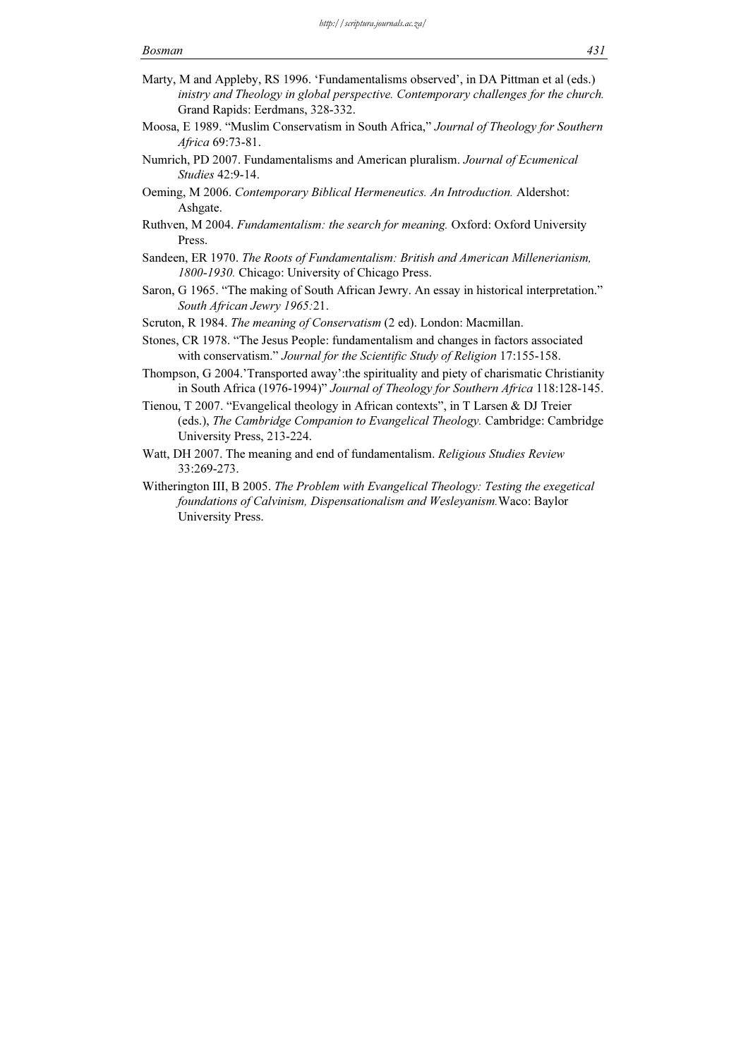Marty, M and Appleby, RS 1996. 'Fundamentalisms observed', in DA Pittman et al (eds.) *inistry and Theology in global perspective. Contemporary challenges for the church.* Grand Rapids: Eerdmans, 328-332.

Moosa, E 1989. "Muslim Conservatism in South Africa," *Journal of Theology for Southern Africa* 69:73-81.

Numrich, PD 2007. Fundamentalisms and American pluralism. *Journal of Ecumenical Studies* 42:9-14.

Oeming, M 2006. *Contemporary Biblical Hermeneutics. An Introduction.* Aldershot: Ashgate.

Ruthven, M 2004. *Fundamentalism: the search for meaning.* Oxford: Oxford University Press.

Sandeen, ER 1970. *The Roots of Fundamentalism: British and American Millenerianism, 1800-1930.* Chicago: University of Chicago Press.

Saron, G 1965. "The making of South African Jewry. An essay in historical interpretation." *South African Jewry 1965:*21.

Scruton, R 1984. *The meaning of Conservatism* (2 ed). London: Macmillan.

Stones, CR 1978. "The Jesus People: fundamentalism and changes in factors associated with conservatism." *Journal for the Scientific Study of Religion* 17:155-158.

Thompson, G 2004.'Transported away':the spirituality and piety of charismatic Christianity in South Africa (1976-1994)" *Journal of Theology for Southern Africa* 118:128-145.

Tienou, T 2007. "Evangelical theology in African contexts", in T Larsen & DJ Treier (eds.), *The Cambridge Companion to Evangelical Theology.* Cambridge: Cambridge University Press, 213-224.

Watt, DH 2007. The meaning and end of fundamentalism. *Religious Studies Review* 33:269-273.

Witherington III, B 2005. *The Problem with Evangelical Theology: Testing the exegetical foundations of Calvinism, Dispensationalism and Wesleyanism.*Waco: Baylor University Press.